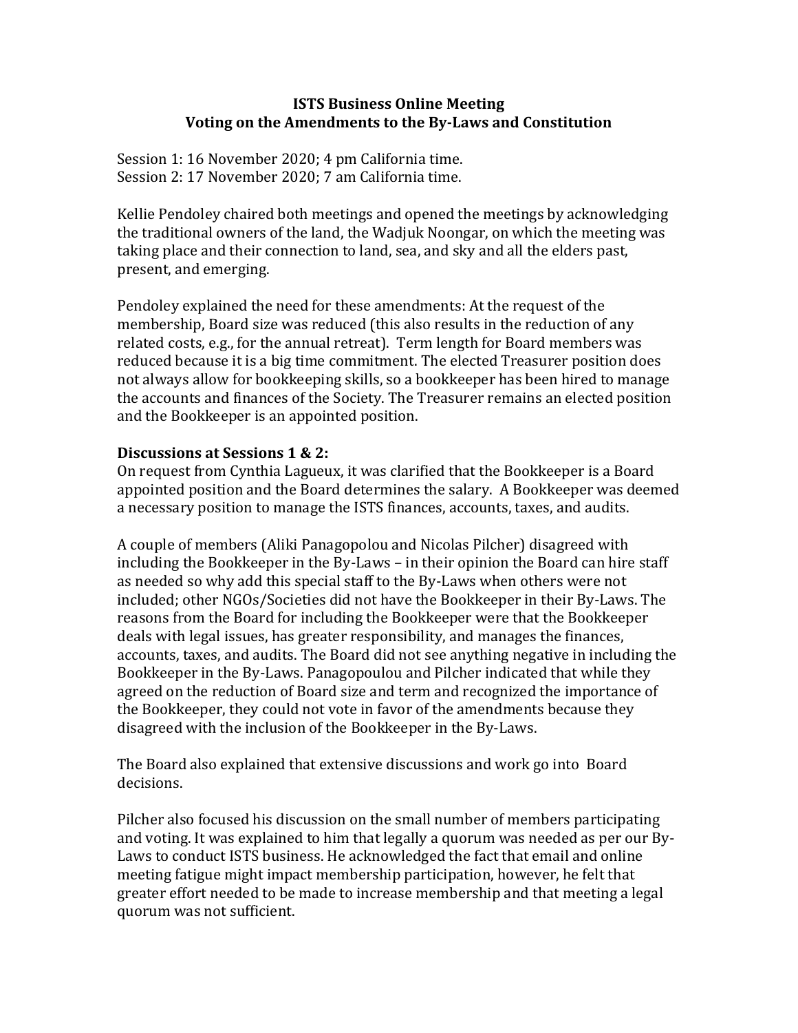**ISTS Business Online Meeting**
**Voting on the Amendments to the By-Laws and Constitution**

Session 1: 16 November 2020; 4 pm California time.
Session 2: 17 November 2020; 7 am California time.

Kellie Pendoley chaired both meetings and opened the meetings by acknowledging the traditional owners of the land, the Wadjuk Noongar, on which the meeting was taking place and their connection to land, sea, and sky and all the elders past, present, and emerging.

Pendoley explained the need for these amendments: At the request of the membership, Board size was reduced (this also results in the reduction of any related costs, e.g., for the annual retreat). Term length for Board members was reduced because it is a big time commitment. The elected Treasurer position does not always allow for bookkeeping skills, so a bookkeeper has been hired to manage the accounts and finances of the Society. The Treasurer remains an elected position and the Bookkeeper is an appointed position.

**Discussions at Sessions 1 & 2:**

On request from Cynthia Lagueux, it was clarified that the Bookkeeper is a Board appointed position and the Board determines the salary. A Bookkeeper was deemed a necessary position to manage the ISTS finances, accounts, taxes, and audits.

A couple of members (Aliki Panagopolou and Nicolas Pilcher) disagreed with including the Bookkeeper in the By-Laws – in their opinion the Board can hire staff as needed so why add this special staff to the By-Laws when others were not included; other NGOs/Societies did not have the Bookkeeper in their By-Laws. The reasons from the Board for including the Bookkeeper were that the Bookkeeper deals with legal issues, has greater responsibility, and manages the finances, accounts, taxes, and audits. The Board did not see anything negative in including the Bookkeeper in the By-Laws. Panagopoulou and Pilcher indicated that while they agreed on the reduction of Board size and term and recognized the importance of the Bookkeeper, they could not vote in favor of the amendments because they disagreed with the inclusion of the Bookkeeper in the By-Laws.

The Board also explained that extensive discussions and work go into Board decisions.

Pilcher also focused his discussion on the small number of members participating and voting. It was explained to him that legally a quorum was needed as per our By-Laws to conduct ISTS business. He acknowledged the fact that email and online meeting fatigue might impact membership participation, however, he felt that greater effort needed to be made to increase membership and that meeting a legal quorum was not sufficient.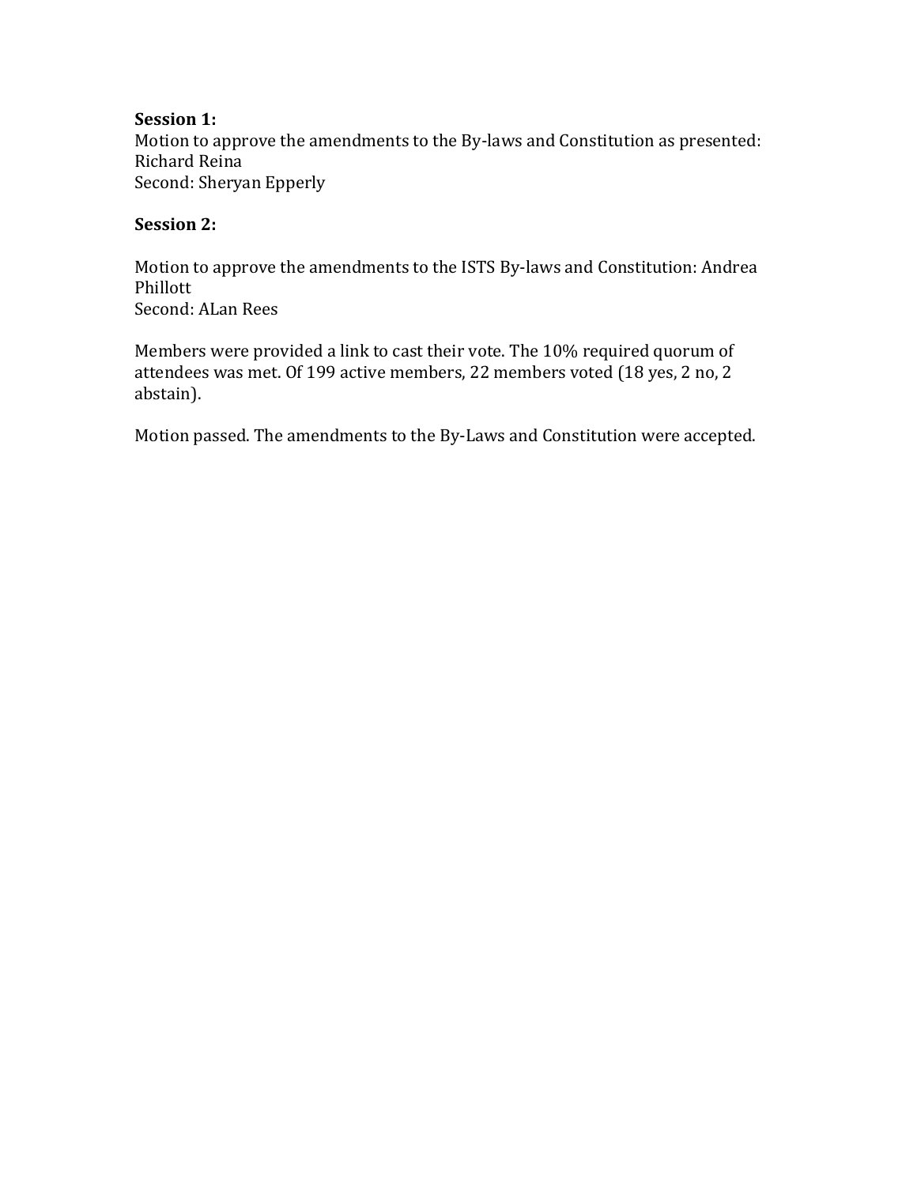**Session 1:**
Motion to approve the amendments to the By-laws and Constitution as presented: Richard Reina
Second: Sheryan Epperly

**Session 2:**

Motion to approve the amendments to the ISTS By-laws and Constitution: Andrea Phillott
Second: ALan Rees

Members were provided a link to cast their vote. The 10% required quorum of attendees was met. Of 199 active members, 22 members voted (18 yes, 2 no, 2 abstain).

Motion passed. The amendments to the By-Laws and Constitution were accepted.